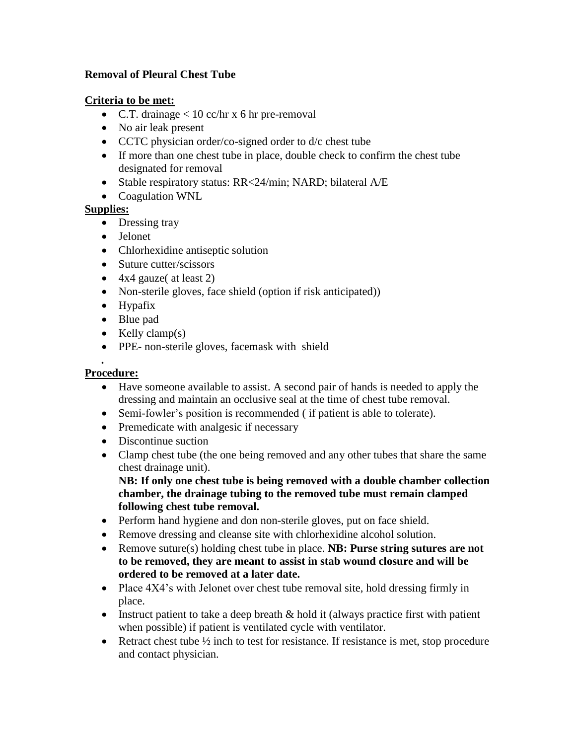**Removal of Pleural Chest Tube**

**Criteria to be met:**

- C.T. drainage < 10 cc/hr x 6 hr pre-removal
- No air leak present
- CCTC physician order/co-signed order to d/c chest tube
- If more than one chest tube in place, double check to confirm the chest tube designated for removal
- Stable respiratory status: RR<24/min; NARD; bilateral A/E
- Coagulation WNL

**Supplies:**

- Dressing tray
- Jelonet
- Chlorhexidine antiseptic solution
- Suture cutter/scissors
- 4x4 gauze( at least 2)
- Non-sterile gloves, face shield (option if risk anticipated))
- Hypafix
- Blue pad
- Kelly clamp(s)
- PPE- non-sterile gloves, facemask with shield

.

**Procedure:**

- Have someone available to assist. A second pair of hands is needed to apply the dressing and maintain an occlusive seal at the time of chest tube removal.
- Semi-fowler's position is recommended ( if patient is able to tolerate).
- Premedicate with analgesic if necessary
- Discontinue suction
- Clamp chest tube (the one being removed and any other tubes that share the same chest drainage unit).
  **NB: If only one chest tube is being removed with a double chamber collection chamber, the drainage tubing to the removed tube must remain clamped following chest tube removal.**
- Perform hand hygiene and don non-sterile gloves, put on face shield.
- Remove dressing and cleanse site with chlorhexidine alcohol solution.
- Remove suture(s) holding chest tube in place. **NB: Purse string sutures are not to be removed, they are meant to assist in stab wound closure and will be ordered to be removed at a later date.**
- Place 4X4's with Jelonet over chest tube removal site, hold dressing firmly in place.
- Instruct patient to take a deep breath & hold it (always practice first with patient when possible) if patient is ventilated cycle with ventilator.
- Retract chest tube ½ inch to test for resistance. If resistance is met, stop procedure and contact physician.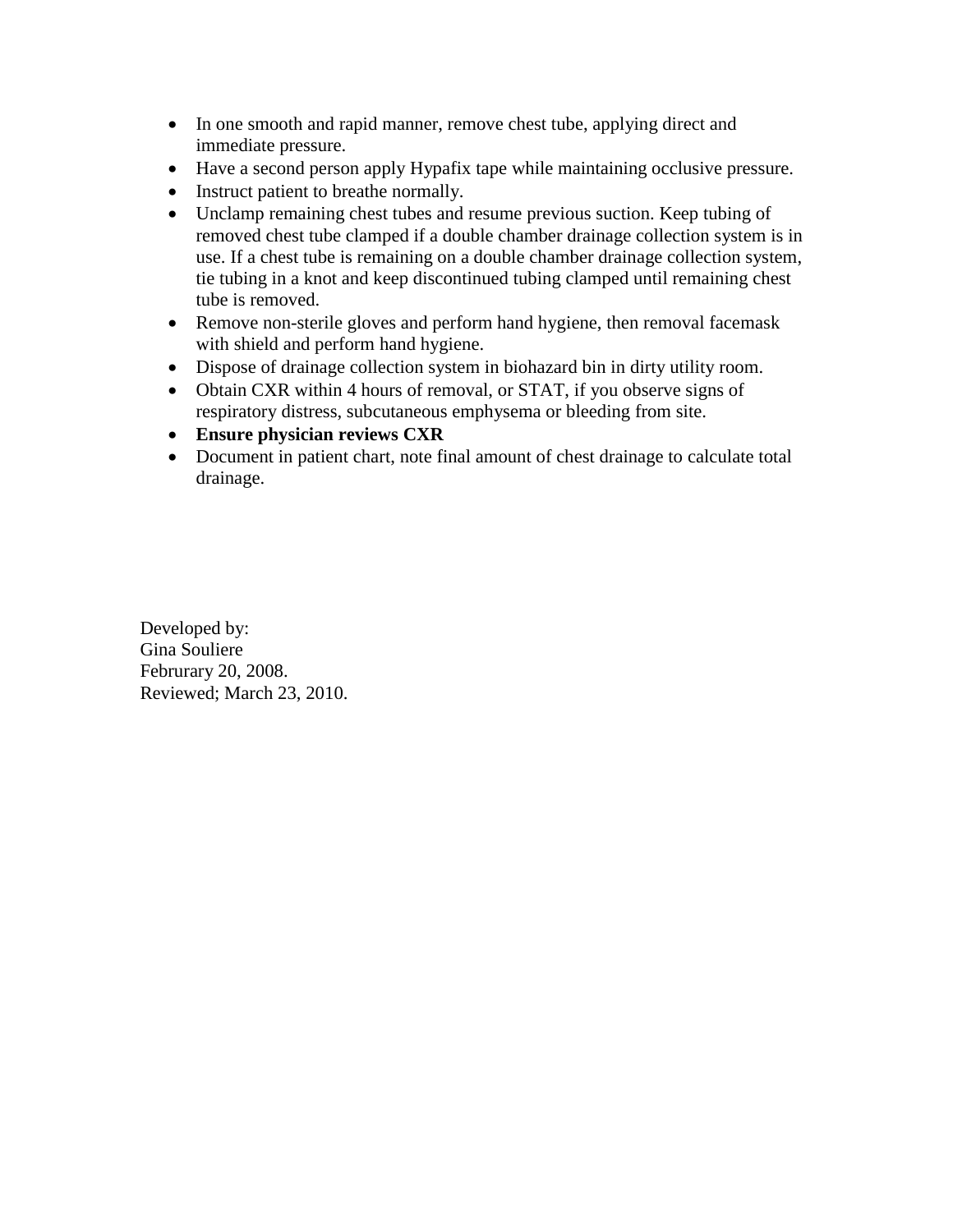- In one smooth and rapid manner, remove chest tube, applying direct and immediate pressure.
- Have a second person apply Hypafix tape while maintaining occlusive pressure.
- Instruct patient to breathe normally.
- Unclamp remaining chest tubes and resume previous suction. Keep tubing of removed chest tube clamped if a double chamber drainage collection system is in use. If a chest tube is remaining on a double chamber drainage collection system, tie tubing in a knot and keep discontinued tubing clamped until remaining chest tube is removed.
- Remove non-sterile gloves and perform hand hygiene, then removal facemask with shield and perform hand hygiene.
- Dispose of drainage collection system in biohazard bin in dirty utility room.
- Obtain CXR within 4 hours of removal, or STAT, if you observe signs of respiratory distress, subcutaneous emphysema or bleeding from site.
- **Ensure physician reviews CXR**
- Document in patient chart, note final amount of chest drainage to calculate total drainage.

Developed by:
Gina Souliere
Februrary 20, 2008.
Reviewed; March 23, 2010.